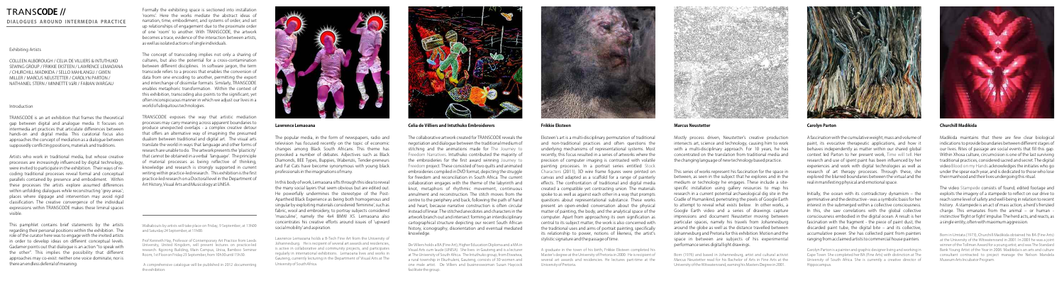# TRANSCODE //

## DIALOGUES AROUND INTERMEDIA PRACTICE

### Exhibiting Artists

COLLEEN ALBOROUGH / CELIA DE VILLIERS & INTUTHUKO SEWING GROUP / FRIKKIE EKSTEEN / LAWRENCE LEMAOANA / CHURCHILL MADIKIDA / SELLO MAHLANGU / GWEN MILLER / MARCUS NEUSTETTER / CAROLYN PARTON / NATHANIEL STERN / MINNETTE VÁRI / FABIAN WARGAU

### Introduction

TRANSCODE is an art exhibition that frames the theoretical gap between digital and analogue media. It focuses on intermedia art practices that articulate differences between hands-on and digital media. This curatorial focus also approaches the concept of mediation as a dialogue between supposedly conflicting positions, materials and traditions.

Artists who work in traditional media, but whose creative processes are increasingly influenced by digital technology, were invited to participate in the exhibition. Their ways of re-coding traditional processes reveal formal and conceptual parallels contained by presence and embodiment. Within these processes the artists explore assumed differences within unfolding dialogues while reconstructing 'grey areas': places where slippage and intervention may avoid rigid classification. The creative convergence of the individual expressions within TRANSCODE makes their liminal spaces visible.

This pamphlet contains brief statements by the artists regarding their personal positions within the exhibition. The role of the curator here was to engage with the invited artists in order to develop ideas on different conceptual levels. Gadamer points out that dialogue is an action "to speak with the other". This implies the possibility that different approaches may co-exist: neither one voice dominate, nor is there an endless deferral of meaning.

Formally the exhibiting space is sectioned into installation 'rooms'. Here the works mediate the abstract ideas of narration, time, embodiment, and systems of order, and set up relationships of engagement due to the proximate order of one 'room' to another. With TRANSCODE, the artwork becomes a trace, evidence of the interaction between artists, as well as isolated actions of single individuals.

The concept of transcoding implies not only a sharing of cultures, but also the potential for a cross-contamination between different disciplines. In software jargon, the term transcode refers to a process that enables the conversion of data from one encoding to another, permitting the export and interchange of dissimilar formats. Similarly, TRANSCODE enables metaphoric transformation. Within the context of this exhibition, transcoding also points to the significant, yet often inconspicuous manner in which we adjust our lives in a world of ubiquitous technologies.

TRANSCODE exposes the way that artistic mediation processes may carry meaning across apparent boundaries to produce unexpected overlaps - a complex creative detour that offers an alternative way of imagining the presumed dualism between traditional and digital art. The visual arts translate the world in ways that language and other forms of research are unable to do. The artwork presents the 'plasticity' that cannot be obtained in a verbal 'language'. The principle of material processes as being reflective of thinking, knowledge and research is strongly supported in current writing within practice-led research. This exhibition is the first practice-led research in a Doctoral level in the Department of Art History, Visual Arts and Musicology at UNISA.

Walkabouts by artists will take place on Friday, 9 September, at 11h00 and Saturday 24 September, at 11h00.

Prof Kenneth Hay, Professor of Contemporary Art Practice from Leeds University, United Kingdom, will present lectures on practice-led research. Kgorong Building, Main Campus, Unisa, Bamboo Seminar Room, 1st Floor on Friday 23 September, from 10h30 until 15h30.

A comprehensive catalogue will be published in 2012 documenting the exhibition.

### Lawrence Lemaoana

The popular media, in the form of newspapers, radio and television has focused recently on the topic of economic changes among Black South Africans. This theme has provoked a number of debates. Adjectives such as Black Diamonds, BEE Types, Buppies, Wabenzis, Tender-preneurs and Fat Cats have become synonymous with young black professionals in the imaginations of many.

In this body of work, Lemaoana lifts through this idea to reveal the many social layers that seem obvious but are edited out. He powerfully undermines the stereotype of the Post-Apartheid Black Experience as being both homogenous and singular by exploiting materials considered 'feminine', such as fabric, wool and embroidery, to portray subjects considered 'masculine', namely the 4x4 BMW X5. Lemaoana also concentrates his creative efforts around issues of 'upward social mobility' and aspiration.

Lawrence Lemaoana holds a B-Tech Fine Art from the University of Johannesburg. He is recipient of several art awards and residencies, is active in collaborative and community projects, and participates regularly in international exhibitions. Lemaoana lives and works in Gauteng, currently lecturing in the Department of Visual Arts at The University of South Africa.

### Celia de Villiers and Intuthuko Embroiderers

The collaborative artwork created for TRANSCODE reveals the negotiation and dialogue between the traditional medium of stitching and the animations made for *The Journey to Freedom Narratives*. Intuthuko contributed the majority of the embroideries for the first award winning *Journey to Freedom* project. These consisted of two quilts and animated embroideries compiled in DVD format, depicting the struggle for freedom and reconciliation in South Africa. The current collaboration engages with the theme of the labyrinth and knot, metaphors of rhythmic movement, continuous annulment and reconstruction. The stitch moves from the centre to the periphery and back, following the path of hand and heart, because narrative construction is often circular instead of linear. The stitched anecdotes and characters in the artwork branch out and intersect forming an interdisciplinary cartographical structure depicting our recent South African history, iconography, disorientation and eventual mediated knowledge.

De Villiers holds a BA (Fine Art), Higher Education Diploma and a MA in Visual Arts cum laude (UNISA). She lives in Gauteng and is a lecturer at The University of South Africa. The Intuthuko group, from Etwatwa, a rural township in Ekurhuleni, Gauteng, consists of 30 women and one male artist. De Villiers and businesswoman Susan Haycock facilitate the group.

### Frikkie Eksteen

Eksteen's art is a multi-disciplinary permutation of traditional and non-traditional practices and often questions the underlying mechanisms of representational systems. Most recently, this focus resulted in a series of artworks where the precision of computer imaging is contrasted with volatile painting processes. In a portrait series entitled *Stock Characters* (2011), 3D wire frame figures were printed on canvas and adapted as a scaffold for a range of painterly effects. The confrontation of traditional and digital media created a compatible yet contrasting union. The materials spoke to as well as against each other in a way that prompts questions about representational substance. These works present an open-ended conversation about the physical matter of painting, the body, and the analytical space of the computer. Apart from approaching its own signification as central to its subject matter, the work is also concerned with the traditional uses and aims of portrait painting; specifically its relationship to power, notions of likeness, the artist's stylistic signature and the passage of time.

A graduate in the town of his birth, Frikkie Eksteen completed his Master's degree at the University of Pretoria in 2000. He is recipient of several art awards and residencies. He lectures part-time at the University of Pretoria.

### Marcus Neustetter

Mostly process driven, Neustetter's creative production intersects art, science and technology, causing him to work with a multi-disciplinary approach. For 10 years, he has concentrated on the translation from traditional media and the changing language of new technology based practice.

This series of works represent his fascination for the space in between, as seen in the subject that he explores and in the medium or technology he engages. These include a site-specific installation using gallery resources to map his research in a current potential archaeological dig site in the Cradle of Humankind, penetrating the pixels of Google Earth to attempt to reveal what exists below. In other works, a Google Earth video and a series of drawings capture impressions and document Neustetter moving between particular spaces, namely his travels from Johannesburg around the globe as well as the distance travelled between Johannesburg and Pretoria for this exhibition. Motion and the space in between are subjects of his experimental performance series: digital light drawings.

Born (1976) and based in Johannesburg, artist and cultural activist Marcus Neustetter read for his Bachelor of Arts in Fine Arts at the University of the Witwatersrand, earning his Masters Degree in 2001.

### Carolyn Parton

A fascination with the cumulative weight, mass and volume of paint, its evocative therapeutic applications, and how it behaves independently as matter within our shared global context led Parton to her present work, *Time will tell*. Her research and use of spent paint has been influenced by her experiences and work with digital technologies as well as research of art therapy processes. Through these, she explored the blurred boundaries between the virtual and the real in manifesting physical and emotional space.

Initially, the ocean with its contradictory dynamism – the germinative and the destructive - was a symbolic basis for her interest in the submerged within a collective consciousness. In this, she saw correlations with the global collective consciousness embodied in the digital ocean. A result is her fascination with the fragment - the piece of paint dust, the discarded paint tube, the digital bite – and its collective, accumulative power. She has collected paint from painters ranging from acclaimed artists to commercial house painters.

Carolyn Parton is a painter and graphic designer living and working in Cape Town. She completed her BA (Fine Arts) with distinction at The University of South Africa. She is currently a creative director of Hippocampus.

### Churchill Madikida

Madikida maintains that there are few clear biological indications to provide boundaries between different stages of our lives. Rites of passage are social events that fill this gap. Within Xhosa culture, circumcision is one of the last surviving traditional practices, considered sacred and secret. The digital video *Blood on my Hands* acknowledges the initiates who go under the spear each year, and is dedicated to those who lose their manhood and their lives undergoing this ritual.

The video *Stampede* consists of found, edited footage and exploits the imagery of a stampede to reflect on our drive to reach some level of safety and well-being in relation to recent history. A stampede is an act of mass action, a herd's frenzied charge. This emanates from the animal – or human - instinctive 'flight or fight' impulse. The herd acts, and reacts, as a single entity, often with maximum aggression.

Born in Umtata (1973), Churchill Madikida obtained his BA (Fine Arts) at the University of the Witwatersrand in 2001. In 2003 he was a joint winner of the Tollman Award for a young artist and won The Standard Bank Young Artist of the Year in 2006. Madikida is an arts and culture consultant contracted to project manage the Nelson Mandela Museum Arts Incubator Program.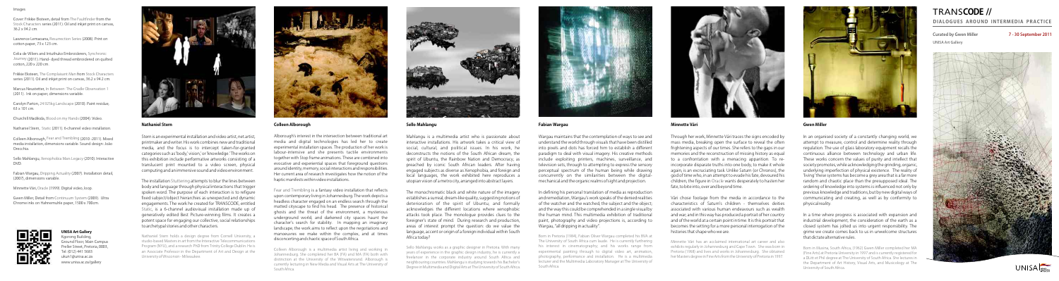Images

Cover: Frikkie Eksteen, detail from *The Pathfinder* from the Stock Characters series (2011). Oil and inkjet print on canvas, 36.2 x 94.2 cm.

Lawrence Lemaoana, *Resurrection Series* (2008). Print on cotton paper, 75 x 125 cm.

Celia de Villiers and Intuthuko Embroiderers, *Synchronic Journey* (2011). Hand-dyed thread embroidered on quilted cotton, 220 x 220 cm.

Frikkie Eksteen, *The Complaisant Man* from Stock Characters series (2011). Oil and inkjet print on canvas, 36.2 x 94.2 cm.

Marcus Neustetter, *In Between: The Cradle Observation 1* (2011). Ink on paper, dimensions variable.

Carolyn Parton, *24 925kg Landscape* (2010). Paint residue, 63 x 101 cm.

Churchill Madikida, *Blood on my Hands* (2004). Video.

Nathaniel Stern, *Static* (2011). 6-channel video installation.

Colleen Alborough, *Fear and Trembling* (2010 -2011). Mixed media installation, dimensions variable. Sound design: Jake Orecchia.

Sello Mahlangu, *Xenophobia Man Legacy* (2010). Interactive DVD.

Fabian Wargau, *Dripping Actuality* (2007). Installation detail, (2007), dimensions variable.

Minnette Vári, *Oracle* (1999). Digital video, loop.

Gwen Miller, Detail from *Continuum System* (2001). Ultra Chrome inks on Hahnemuhle paper, 1500 x 700 cm.

**UNISA Art Gallery**
Kgorong Building,
Ground Floor, Main Campus
Preller Street, Pretoria, 0003,
Tel: (012) 441 5683
ukuri1@unisa.ac.za
www.unisa.ac.za/gallery

## Nathaniel Stern

Stern is an experimental installation and video artist, net.artist, printmaker and writer. His work combines new and traditional media, and the focus is to intercept taken-for-granted categories such as 'body,' vision,' or 'knowledge.' The works on this exhibition include performative artworks consisting of a translucent print mounted to a video screen, physical computing and an immersive sound and video environment.

The installation *Stuttering* attempts to blur the lines between body and language through physical interactions that trigger spoken word. The purpose of each interaction is to refigure fixed subject/object hierarchies as unexpected and dynamic engagements. The work he created for TRANSCODE, entitled *Static*, is a 6-channel audiovisual installation made up of generatively edited Best Picture-winning films. It creates a potent space for engaging our collective, social relationships to archetypal stories and other characters.

Nathaniel Stern holds a design degree from Cornell University, a studio-based Masters in art from the Interactive Telecommunications Program (NYU), and a research PhD from Trinity College Dublin. He is an Associate Professor in the Department of Art and Design at the University of Wisconsin - Milwaukee.

## Colleen Alborough

Alborough's interest in the intersection between traditional art media and digital technologies has led her to create experimental installation spaces. The production of her work is labour-intensive and she presents tactile environments together with Stop frame animations. These are combined into evocative and experiential spaces that foreground questions around identity, memory, social interactions and responsibilities. Her current area of research investigates how the notion of the haptic manifests within video installations.

*Fear and Trembling* is a fantasy video installation that reflects upon contemporary living in Johannesburg. The work depicts a headless character engaged on an endless search through the matted cityscape to find his head. The presence of historical ghosts and the threat of the environment, a mysterious underground world, and darkened city spaces haunt the character's search for stability. In mapping an imaginary landscape, the work aims to reflect upon the negotiations and manoeuvres we make within the complex, and at times disconcerting and chaotic space of South Africa.

Colleen Alborough is a multimedia artist living and working in Johannesburg. She completed her BA (FA) and MA (FA) both with distinction at the University of the Witwatersrand. Alborough is currently lecturing in New Media and Visual Arts at The University of South Africa.

## Sello Mahlangu

Mahlangu is a multimedia artist who is passionate about interactive installations. His artwork takes a critical view of social, cultural, and political issues. In his work, he deconstructs the notions of the South African dream, the spirit of Ubuntu, the Rainbow Nation and Democracy, as preached by iconic South African leaders. After having engaged subjects as diverse as Xenophobia, and foreign and local languages, the work exhibited here reproduces a utopian vision of a metro city, arranged into abstract layers.

The monochromatic black and white nature of the imagery establishes a surreal, dream-like quality, suggesting notions of deterioration of the spirit of Ubuntu; and formally acknowledges the different locations where xenophobic attacks took place. The monologue provides clues to the foreigner's state of mind. During research and production, areas of interest prompt the question: do we value the language, accent or origin of a foreign individual within South Africa today?

Sello Mahlangu works as a graphic designer in Pretoria. With many years of experience in the graphic design industry, he is currently a freelancer in the corporate industry around South Africa and neighbouring countries. Mahlangu is studying towards his Bachelor's Degree in Multimedia and Digital Art at The University of South Africa.

## Fabian Wargau

Wargau maintains that the contemplation of ways to see and understand the world through visuals that have been distilled into pixels and dots has forced him to establish a different paradigm to deal with visual imagery. His creative methods include exploiting printers, machines, surveillance, and television sets, through to attempting to express the sensory perceptual spectrum of the human being while drawing concurrently on the similarities between the digital-mechanical and the organic realms of sight and projection.

In defining his personal translation of media as reproduction and remediation, Wargau's work speaks of the denied realities of the watcher and the watched, the subject and the object; and the way this could be comprehended in a single visual by the human mind. This multimedia exhibition of traditional paint, photography and video projections is, according to Wargau, "all dripping in actuality".

Born in Pretoria (1984), Fabian Oliver Wargau completed his BVA at The University of South Africa cum laude. He is currently furthering his interest in cinematography; and his works range from experimental painting through to digital video art, animation, photography, performance and installation. He is a multimedia lecturer and the Multimedia Laboratory Manager at The University of South Africa.

## Minnette Vári

Through her work, Minnette Vári traces the signs encoded by mass media, breaking open the surface to reveal the often frightening aspects of our times. She refers to the gaps in our memories and the reconstruction of missing history as equal to a confrontation with a menacing apparition. To re-incorporate disparate truths into one body, to make it whole again, is an excruciating task. Unlike Saturn (or Chronos), the god of time who, in an attempt to evade his fate, devoured his children, the figure in *Oracle* wants desperately to hasten her fate, to bite into, over and beyond time.

Vári chose footage from the media in accordance to the characteristics of Saturn's children - themselves deities associated with various human endeavours such as wealth and war; and in the way has produced a portrait of her country and of the world at a certain point in time. It is this portrait that becomes the setting for a more personal interrogation of the histories that shape who we are.

Minnette Vári has an acclaimed international art career and also exhibits regularly in Johannesburg and Cape Town. She was born in Pretoria (1968) and lives and works in Johannesburg. She obtained her Masters degree in Fine Arts from the University of Pretoria in 1997.

## Gwen Miller

In an organised society of a constantly changing world, we attempt to measure, control and determine reality through regulation. The use of glass laboratory equipment recalls the continuous alliance between technology and urban life. These works concern the values of purity and intellect that society promotes, while acknowledging the grinding, organic, underlying imperfection of physical existence. The reality of 'living' these systems has become a grey area that is a far more random and chaotic place than the presupposed ideal. The ordering of knowledge into systems is influenced not only by previous knowledge and traditions, but by new digital ways of communicating and creating, as well as by conformity to physical reality.

In a time where progress is associated with expansion and industrial development, the consideration of the earth as a closed system has jolted us into urgent responsibility. The grime we create comes back to us in unwelcome structures that dictate alternative rules.

Born in Musina, South Africa, (1962) Gwen Miller completed her MA (Fine Arts) at Pretoria University in 1997 and is currently registered for a DLitt et Phil degree at The University of South Africa. She lectures in the Department of Art History, Visual Arts, and Musicology at The University of South Africa.

# TRANSCODE //
## DIALOGUES AROUND INTERMEDIA PRACTICE

Curated by Gwen Miller

7 - 30 September 2011

UNISA Art Gallery